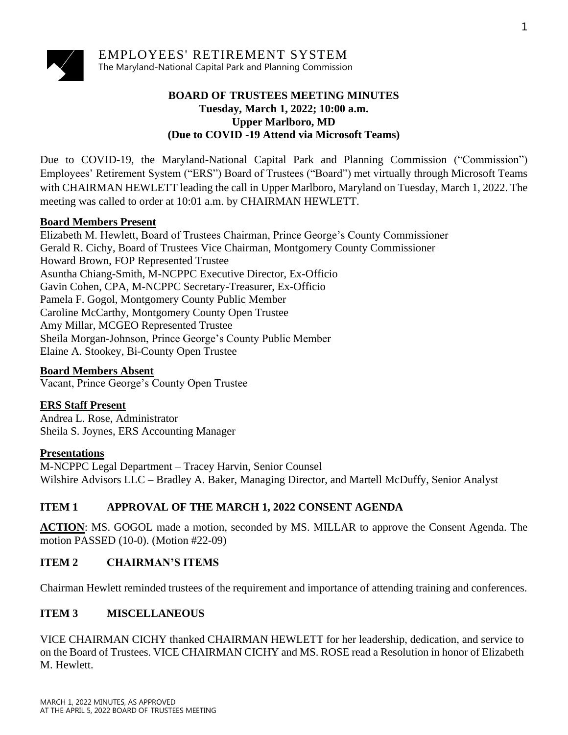EMPLOYEES' RETIREMENT SYSTEM
The Maryland-National Capital Park and Planning Commission

# BOARD OF TRUSTEES MEETING MINUTES
**Tuesday, March 1, 2022; 10:00 a.m.**
**Upper Marlboro, MD**
**(Due to COVID -19 Attend via Microsoft Teams)**

Due to COVID-19, the Maryland-National Capital Park and Planning Commission ("Commission") Employees' Retirement System ("ERS") Board of Trustees ("Board") met virtually through Microsoft Teams with CHAIRMAN HEWLETT leading the call in Upper Marlboro, Maryland on Tuesday, March 1, 2022. The meeting was called to order at 10:01 a.m. by CHAIRMAN HEWLETT.

**Board Members Present**

Elizabeth M. Hewlett, Board of Trustees Chairman, Prince George's County Commissioner
Gerald R. Cichy, Board of Trustees Vice Chairman, Montgomery County Commissioner
Howard Brown, FOP Represented Trustee
Asuntha Chiang-Smith, M-NCPPC Executive Director, Ex-Officio
Gavin Cohen, CPA, M-NCPPC Secretary-Treasurer, Ex-Officio
Pamela F. Gogol, Montgomery County Public Member
Caroline McCarthy, Montgomery County Open Trustee
Amy Millar, MCGEO Represented Trustee
Sheila Morgan-Johnson, Prince George's County Public Member
Elaine A. Stookey, Bi-County Open Trustee

**Board Members Absent**

Vacant, Prince George's County Open Trustee

**ERS Staff Present**

Andrea L. Rose, Administrator
Sheila S. Joynes, ERS Accounting Manager

**Presentations**

M-NCPPC Legal Department – Tracey Harvin, Senior Counsel
Wilshire Advisors LLC – Bradley A. Baker, Managing Director, and Martell McDuffy, Senior Analyst

## ITEM 1 APPROVAL OF THE MARCH 1, 2022 CONSENT AGENDA

**ACTION**: MS. GOGOL made a motion, seconded by MS. MILLAR to approve the Consent Agenda. The motion PASSED (10-0). (Motion #22-09)

## ITEM 2 CHAIRMAN'S ITEMS

Chairman Hewlett reminded trustees of the requirement and importance of attending training and conferences.

## ITEM 3 MISCELLANEOUS

VICE CHAIRMAN CICHY thanked CHAIRMAN HEWLETT for her leadership, dedication, and service to on the Board of Trustees. VICE CHAIRMAN CICHY and MS. ROSE read a Resolution in honor of Elizabeth M. Hewlett.

MARCH 1, 2022 MINUTES, AS APPROVED
AT THE APRIL 5, 2022 BOARD OF TRUSTEES MEETING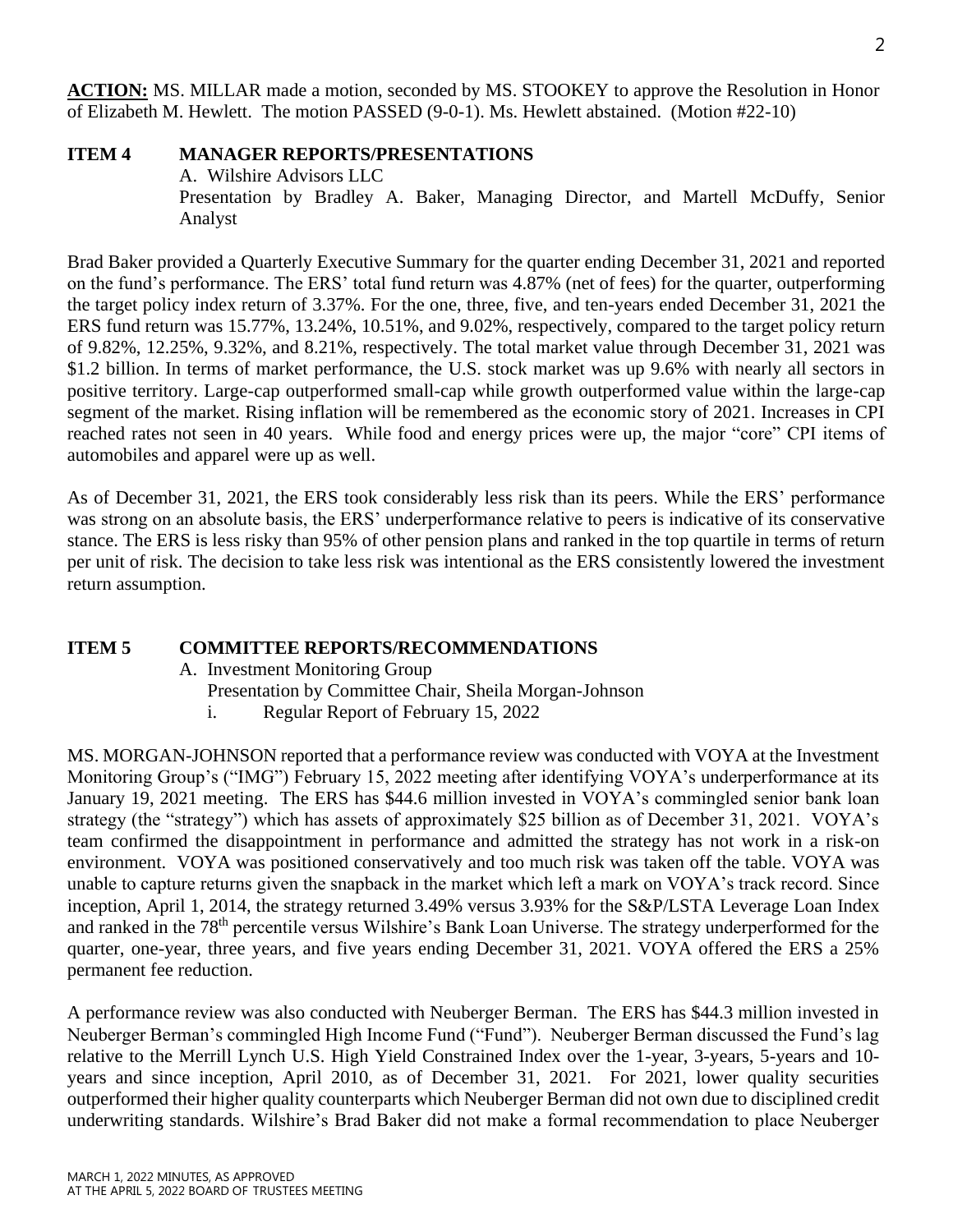**ACTION:** MS. MILLAR made a motion, seconded by MS. STOOKEY to approve the Resolution in Honor of Elizabeth M. Hewlett. The motion PASSED (9-0-1). Ms. Hewlett abstained. (Motion #22-10)

**ITEM 4 MANAGER REPORTS/PRESENTATIONS**

A. Wilshire Advisors LLC
Presentation by Bradley A. Baker, Managing Director, and Martell McDuffy, Senior Analyst

Brad Baker provided a Quarterly Executive Summary for the quarter ending December 31, 2021 and reported on the fund's performance. The ERS' total fund return was 4.87% (net of fees) for the quarter, outperforming the target policy index return of 3.37%. For the one, three, five, and ten-years ended December 31, 2021 the ERS fund return was 15.77%, 13.24%, 10.51%, and 9.02%, respectively, compared to the target policy return of 9.82%, 12.25%, 9.32%, and 8.21%, respectively. The total market value through December 31, 2021 was \$1.2 billion. In terms of market performance, the U.S. stock market was up 9.6% with nearly all sectors in positive territory. Large-cap outperformed small-cap while growth outperformed value within the large-cap segment of the market. Rising inflation will be remembered as the economic story of 2021. Increases in CPI reached rates not seen in 40 years. While food and energy prices were up, the major "core" CPI items of automobiles and apparel were up as well.

As of December 31, 2021, the ERS took considerably less risk than its peers. While the ERS' performance was strong on an absolute basis, the ERS' underperformance relative to peers is indicative of its conservative stance. The ERS is less risky than 95% of other pension plans and ranked in the top quartile in terms of return per unit of risk. The decision to take less risk was intentional as the ERS consistently lowered the investment return assumption.

**ITEM 5 COMMITTEE REPORTS/RECOMMENDATIONS**

A. Investment Monitoring Group
Presentation by Committee Chair, Sheila Morgan-Johnson
i. Regular Report of February 15, 2022

MS. MORGAN-JOHNSON reported that a performance review was conducted with VOYA at the Investment Monitoring Group's ("IMG") February 15, 2022 meeting after identifying VOYA's underperformance at its January 19, 2021 meeting. The ERS has \$44.6 million invested in VOYA's commingled senior bank loan strategy (the "strategy") which has assets of approximately \$25 billion as of December 31, 2021. VOYA's team confirmed the disappointment in performance and admitted the strategy has not work in a risk-on environment. VOYA was positioned conservatively and too much risk was taken off the table. VOYA was unable to capture returns given the snapback in the market which left a mark on VOYA's track record. Since inception, April 1, 2014, the strategy returned 3.49% versus 3.93% for the S&P/LSTA Leverage Loan Index and ranked in the 78th percentile versus Wilshire's Bank Loan Universe. The strategy underperformed for the quarter, one-year, three years, and five years ending December 31, 2021. VOYA offered the ERS a 25% permanent fee reduction.

A performance review was also conducted with Neuberger Berman. The ERS has \$44.3 million invested in Neuberger Berman's commingled High Income Fund ("Fund"). Neuberger Berman discussed the Fund's lag relative to the Merrill Lynch U.S. High Yield Constrained Index over the 1-year, 3-years, 5-years and 10-years and since inception, April 2010, as of December 31, 2021. For 2021, lower quality securities outperformed their higher quality counterparts which Neuberger Berman did not own due to disciplined credit underwriting standards. Wilshire's Brad Baker did not make a formal recommendation to place Neuberger

MARCH 1, 2022 MINUTES, AS APPROVED
AT THE APRIL 5, 2022 BOARD OF TRUSTEES MEETING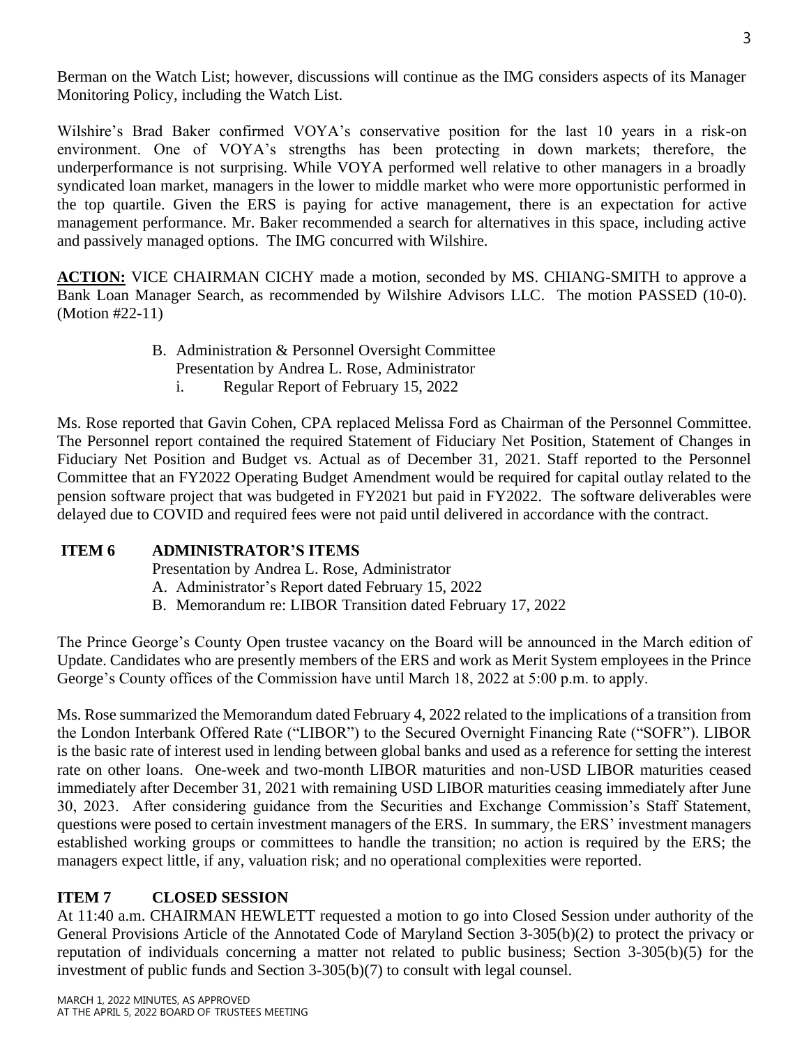Berman on the Watch List; however, discussions will continue as the IMG considers aspects of its Manager Monitoring Policy, including the Watch List.

Wilshire's Brad Baker confirmed VOYA's conservative position for the last 10 years in a risk-on environment. One of VOYA's strengths has been protecting in down markets; therefore, the underperformance is not surprising. While VOYA performed well relative to other managers in a broadly syndicated loan market, managers in the lower to middle market who were more opportunistic performed in the top quartile. Given the ERS is paying for active management, there is an expectation for active management performance. Mr. Baker recommended a search for alternatives in this space, including active and passively managed options. The IMG concurred with Wilshire.

**ACTION:** VICE CHAIRMAN CICHY made a motion, seconded by MS. CHIANG-SMITH to approve a Bank Loan Manager Search, as recommended by Wilshire Advisors LLC. The motion PASSED (10-0). (Motion #22-11)

B. Administration & Personnel Oversight Committee
   Presentation by Andrea L. Rose, Administrator
   i. Regular Report of February 15, 2022

Ms. Rose reported that Gavin Cohen, CPA replaced Melissa Ford as Chairman of the Personnel Committee. The Personnel report contained the required Statement of Fiduciary Net Position, Statement of Changes in Fiduciary Net Position and Budget vs. Actual as of December 31, 2021. Staff reported to the Personnel Committee that an FY2022 Operating Budget Amendment would be required for capital outlay related to the pension software project that was budgeted in FY2021 but paid in FY2022. The software deliverables were delayed due to COVID and required fees were not paid until delivered in accordance with the contract.

## ITEM 6 ADMINISTRATOR'S ITEMS

Presentation by Andrea L. Rose, Administrator

A. Administrator's Report dated February 15, 2022
B. Memorandum re: LIBOR Transition dated February 17, 2022

The Prince George's County Open trustee vacancy on the Board will be announced in the March edition of Update. Candidates who are presently members of the ERS and work as Merit System employees in the Prince George's County offices of the Commission have until March 18, 2022 at 5:00 p.m. to apply.

Ms. Rose summarized the Memorandum dated February 4, 2022 related to the implications of a transition from the London Interbank Offered Rate ("LIBOR") to the Secured Overnight Financing Rate ("SOFR"). LIBOR is the basic rate of interest used in lending between global banks and used as a reference for setting the interest rate on other loans. One-week and two-month LIBOR maturities and non-USD LIBOR maturities ceased immediately after December 31, 2021 with remaining USD LIBOR maturities ceasing immediately after June 30, 2023. After considering guidance from the Securities and Exchange Commission's Staff Statement, questions were posed to certain investment managers of the ERS. In summary, the ERS' investment managers established working groups or committees to handle the transition; no action is required by the ERS; the managers expect little, if any, valuation risk; and no operational complexities were reported.

## ITEM 7 CLOSED SESSION

At 11:40 a.m. CHAIRMAN HEWLETT requested a motion to go into Closed Session under authority of the General Provisions Article of the Annotated Code of Maryland Section 3-305(b)(2) to protect the privacy or reputation of individuals concerning a matter not related to public business; Section 3-305(b)(5) for the investment of public funds and Section 3-305(b)(7) to consult with legal counsel.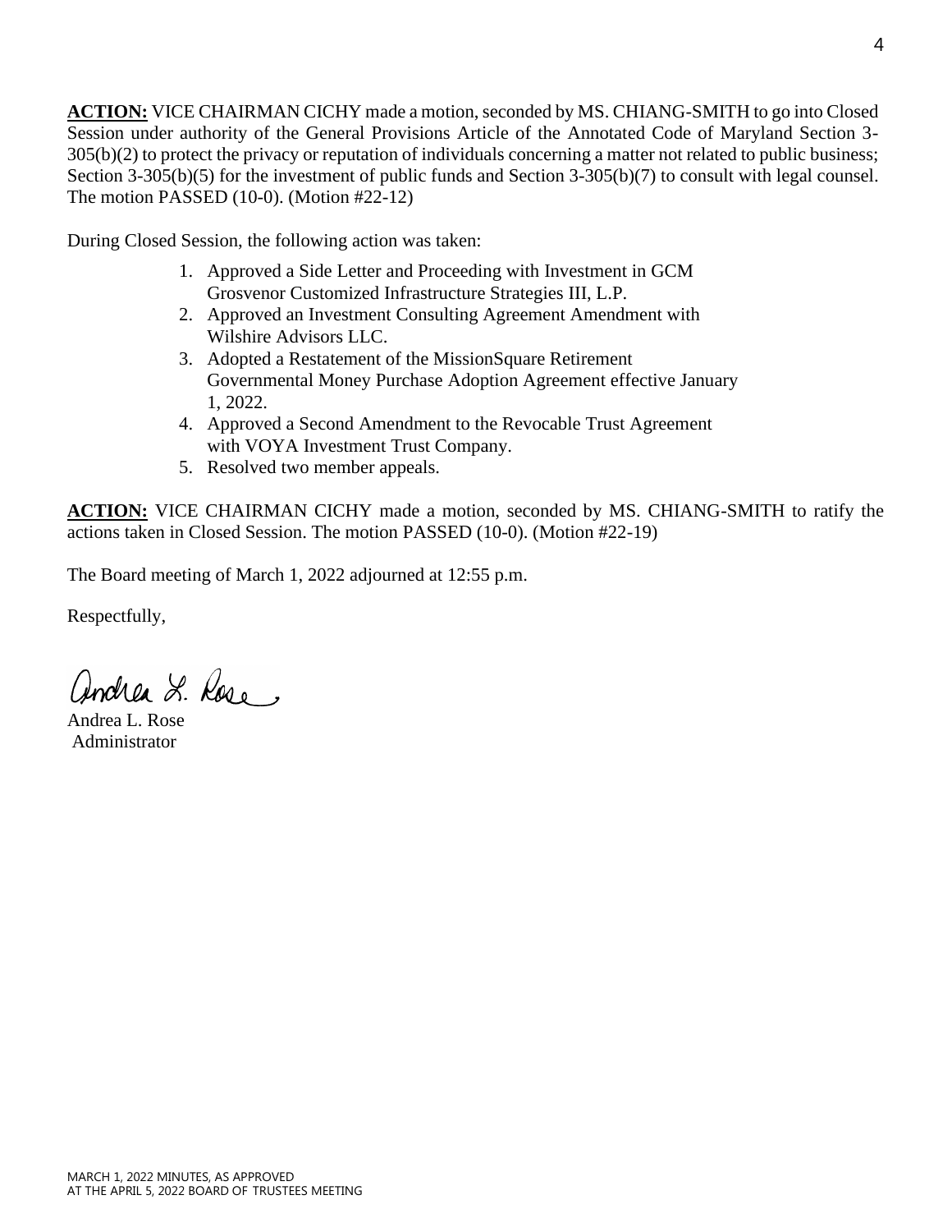**ACTION:** VICE CHAIRMAN CICHY made a motion, seconded by MS. CHIANG-SMITH to go into Closed Session under authority of the General Provisions Article of the Annotated Code of Maryland Section 3-305(b)(2) to protect the privacy or reputation of individuals concerning a matter not related to public business; Section 3-305(b)(5) for the investment of public funds and Section 3-305(b)(7) to consult with legal counsel. The motion PASSED (10-0). (Motion #22-12)

During Closed Session, the following action was taken:

1. Approved a Side Letter and Proceeding with Investment in GCM Grosvenor Customized Infrastructure Strategies III, L.P.
2. Approved an Investment Consulting Agreement Amendment with Wilshire Advisors LLC.
3. Adopted a Restatement of the MissionSquare Retirement Governmental Money Purchase Adoption Agreement effective January 1, 2022.
4. Approved a Second Amendment to the Revocable Trust Agreement with VOYA Investment Trust Company.
5. Resolved two member appeals.

**ACTION:** VICE CHAIRMAN CICHY made a motion, seconded by MS. CHIANG-SMITH to ratify the actions taken in Closed Session. The motion PASSED (10-0). (Motion #22-19)

The Board meeting of March 1, 2022 adjourned at 12:55 p.m.

Respectfully,

Andrea L. Rose

Andrea L. Rose
Administrator

MARCH 1, 2022 MINUTES, AS APPROVED
AT THE APRIL 5, 2022 BOARD OF TRUSTEES MEETING